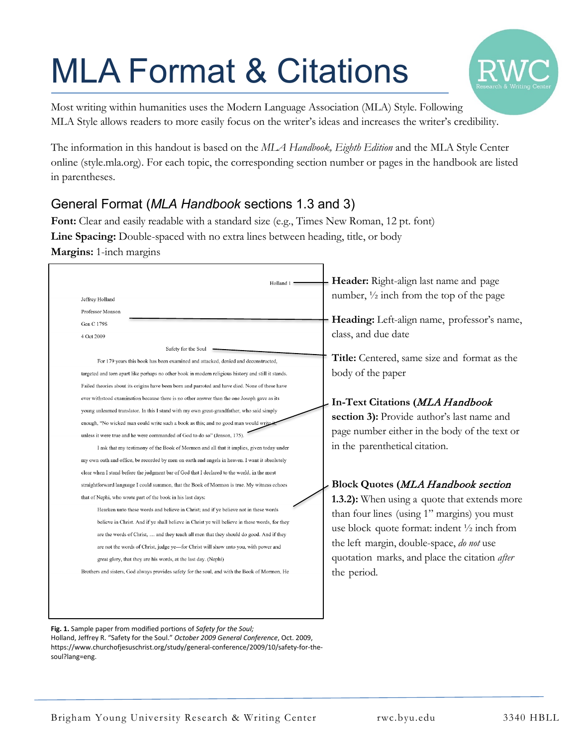# MLA Format & Citations

Most writing within humanities uses the Modern Language Association (MLA) Style. Following MLA Style allows readers to more easily focus on the writer's ideas and increases the writer's credibility.

The information in this handout is based on the *MLA Handbook, Eighth Edition* and the MLA Style Center online (style.mla.org). For each topic, the corresponding section number or pages in the handbook are listed in parentheses.

## General Format (*MLA Handbook* sections 1.3 and 3)

**Font:** Clear and easily readable with a standard size (e.g., Times New Roman, 12 pt. font)
**Line Spacing:** Double-spaced with no extra lines between heading, title, or body
**Margins:** 1-inch margins

Holland 1

Jeffrey Holland

Professor Monson

Gen C 179S

4 Oct 2009

Safety for the Soul

For 179 years this book has been examined and attacked, denied and deconstructed, targeted and torn apart like perhaps no other book in modern religious history and still it stands. Failed theories about its origins have been born and parroted and have died. None of these have ever withstood examination because there is no other answer than the one Joseph gave as its young unlearned translator. In this I stand with my own great-grandfather, who said simply enough, "No wicked man could write such a book as this; and no good man would write it, unless it were true and he were commanded of God to do so" (Jenson, 175).

I ask that my testimony of the Book of Mormon and all that it implies, given today under my own oath and office, be recorded by men on earth and angels in heaven. I want it absolutely clear when I stand before the judgment bar of God that I declared to the world, in the most straightforward language I could summon, that the Book of Mormon is true. My witness echoes that of Nephi, who wrote part of the book in his last days:

> Hearken unto these words and believe in Christ; and if ye believe not in these words believe in Christ. And if ye shall believe in Christ ye will believe in these words, for they are the words of Christ, … and they teach all men that they should do good. And if they are not the words of Christ, judge ye—for Christ will show unto you, with power and great glory, that they are his words, at the last day. (Nephi)

Brothers and sisters, God always provides safety for the soul, and with the Book of Mormon. He

**Header:** Right-align last name and page number, ½ inch from the top of the page

**Heading:** Left-align name, professor's name, class, and due date

**Title:** Centered, same size and format as the body of the paper

**In-Text Citations (*MLA Handbook* section 3):** Provide author's last name and page number either in the body of the text or in the parenthetical citation.

**Block Quotes (*MLA Handbook section* 1.3.2):** When using a quote that extends more than four lines (using 1" margins) you must use block quote format: indent ½ inch from the left margin, double-space, *do not* use quotation marks, and place the citation *after* the period.

**Fig. 1.** Sample paper from modified portions of *Safety for the Soul;*
Holland, Jeffrey R. "Safety for the Soul." *October 2009 General Conference*, Oct. 2009, https://www.churchofjesuschrist.org/study/general-conference/2009/10/safety-for-the-soul?lang=eng.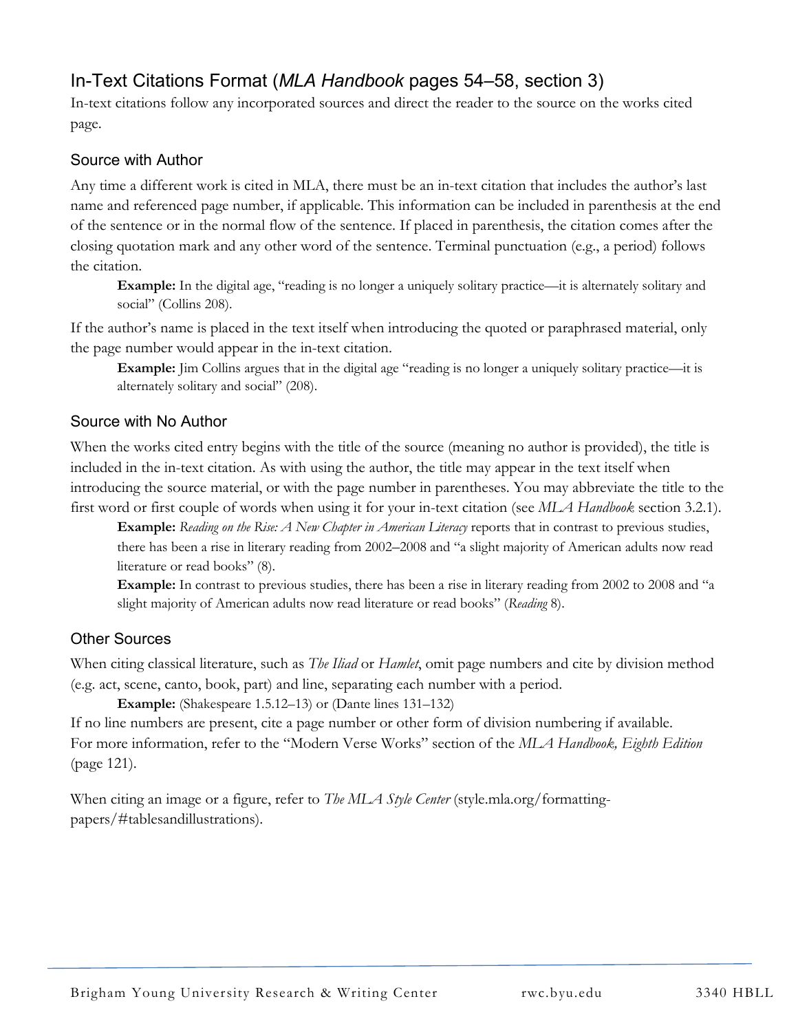## In-Text Citations Format (*MLA Handbook* pages 54–58, section 3)

In-text citations follow any incorporated sources and direct the reader to the source on the works cited page.

### Source with Author

Any time a different work is cited in MLA, there must be an in-text citation that includes the author's last name and referenced page number, if applicable. This information can be included in parenthesis at the end of the sentence or in the normal flow of the sentence. If placed in parenthesis, the citation comes after the closing quotation mark and any other word of the sentence. Terminal punctuation (e.g., a period) follows the citation.

> **Example:** In the digital age, "reading is no longer a uniquely solitary practice—it is alternately solitary and social" (Collins 208).

If the author's name is placed in the text itself when introducing the quoted or paraphrased material, only the page number would appear in the in-text citation.

> **Example:** Jim Collins argues that in the digital age "reading is no longer a uniquely solitary practice—it is alternately solitary and social" (208).

### Source with No Author

When the works cited entry begins with the title of the source (meaning no author is provided), the title is included in the in-text citation. As with using the author, the title may appear in the text itself when introducing the source material, or with the page number in parentheses. You may abbreviate the title to the first word or first couple of words when using it for your in-text citation (see *MLA Handbook* section 3.2.1).

> **Example:** *Reading on the Rise: A New Chapter in American Literacy* reports that in contrast to previous studies, there has been a rise in literary reading from 2002–2008 and "a slight majority of American adults now read literature or read books" (8).
>
> **Example:** In contrast to previous studies, there has been a rise in literary reading from 2002 to 2008 and "a slight majority of American adults now read literature or read books" (*Reading* 8).

### Other Sources

When citing classical literature, such as *The Iliad* or *Hamlet*, omit page numbers and cite by division method (e.g. act, scene, canto, book, part) and line, separating each number with a period.

> **Example:** (Shakespeare 1.5.12–13) or (Dante lines 131–132)

If no line numbers are present, cite a page number or other form of division numbering if available. For more information, refer to the "Modern Verse Works" section of the *MLA Handbook, Eighth Edition* (page 121).

When citing an image or a figure, refer to *The MLA Style Center* (style.mla.org/formatting-papers/#tablesandillustrations).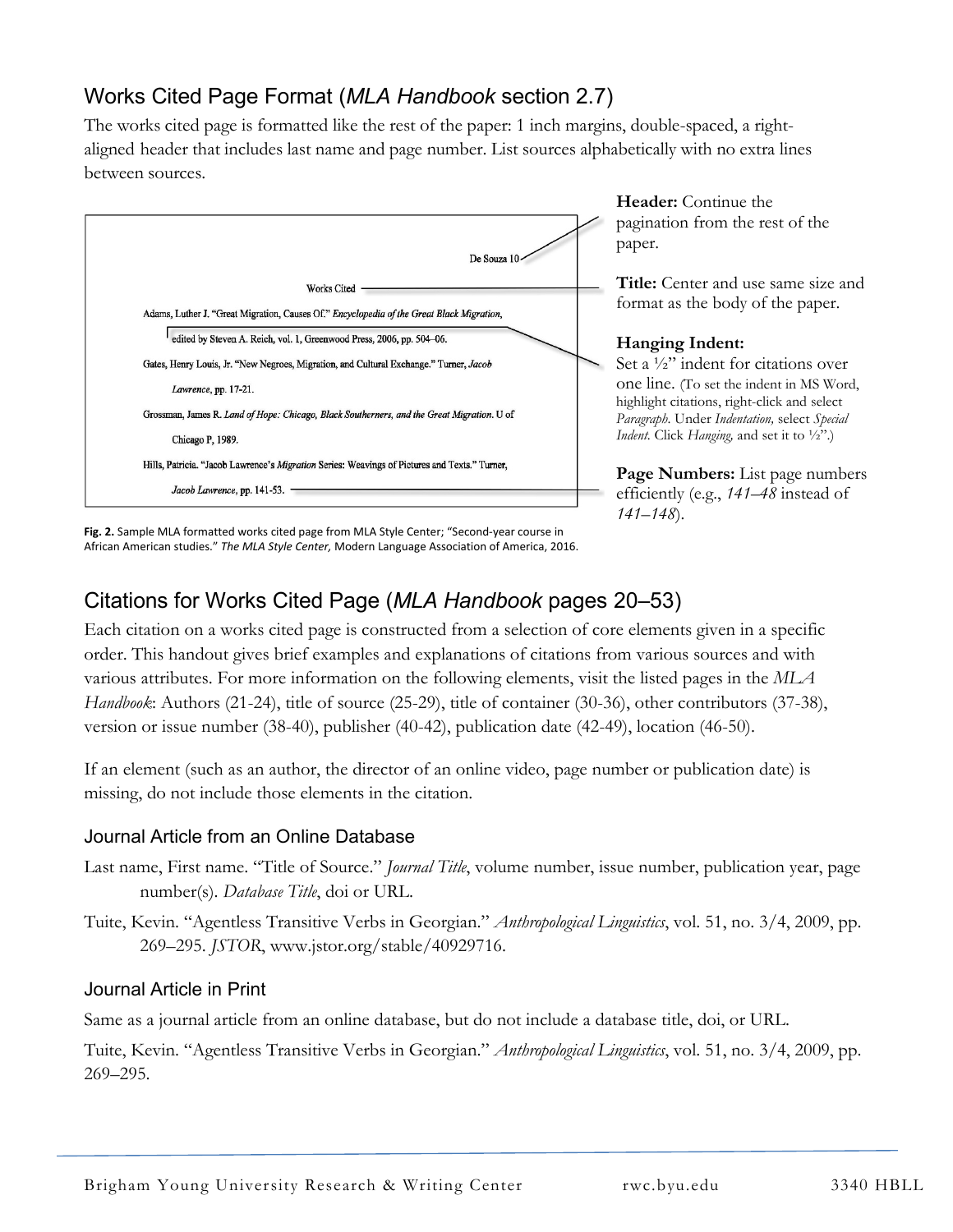## Works Cited Page Format (*MLA Handbook* section 2.7)

The works cited page is formatted like the rest of the paper: 1 inch margins, double-spaced, a right-aligned header that includes last name and page number. List sources alphabetically with no extra lines between sources.

De Souza 10

Works Cited

Adams, Luther J. "Great Migration, Causes Of." *Encyclopedia of the Great Black Migration*, edited by Steven A. Reich, vol. 1, Greenwood Press, 2006, pp. 504–06.

Gates, Henry Louis, Jr. "New Negroes, Migration, and Cultural Exchange." Turner, *Jacob Lawrence*, pp. 17-21.

Grossman, James R. *Land of Hope: Chicago, Black Southerners, and the Great Migration*. U of Chicago P, 1989.

Hills, Patricia. "Jacob Lawrence's *Migration* Series: Weavings of Pictures and Texts." Turner, *Jacob Lawrence*, pp. 141-53.

**Fig. 2.** Sample MLA formatted works cited page from MLA Style Center; "Second-year course in African American studies." *The MLA Style Center,* Modern Language Association of America, 2016.

**Header:** Continue the pagination from the rest of the paper.

**Title:** Center and use same size and format as the body of the paper.

**Hanging Indent:** Set a ½" indent for citations over one line. (To set the indent in MS Word, highlight citations, right-click and select *Paragraph*. Under *Indentation,* select *Special Indent*. Click *Hanging,* and set it to ½".)

**Page Numbers:** List page numbers efficiently (e.g., *141–48* instead of *141–148*).

## Citations for Works Cited Page (*MLA Handbook* pages 20–53)

Each citation on a works cited page is constructed from a selection of core elements given in a specific order. This handout gives brief examples and explanations of citations from various sources and with various attributes. For more information on the following elements, visit the listed pages in the *MLA Handbook*: Authors (21-24), title of source (25-29), title of container (30-36), other contributors (37-38), version or issue number (38-40), publisher (40-42), publication date (42-49), location (46-50).

If an element (such as an author, the director of an online video, page number or publication date) is missing, do not include those elements in the citation.

### Journal Article from an Online Database

Last name, First name. "Title of Source." *Journal Title*, volume number, issue number, publication year, page number(s). *Database Title*, doi or URL.

Tuite, Kevin. "Agentless Transitive Verbs in Georgian." *Anthropological Linguistics*, vol. 51, no. 3/4, 2009, pp. 269–295. *JSTOR*, www.jstor.org/stable/40929716.

### Journal Article in Print

Same as a journal article from an online database, but do not include a database title, doi, or URL.

Tuite, Kevin. "Agentless Transitive Verbs in Georgian." *Anthropological Linguistics*, vol. 51, no. 3/4, 2009, pp. 269–295.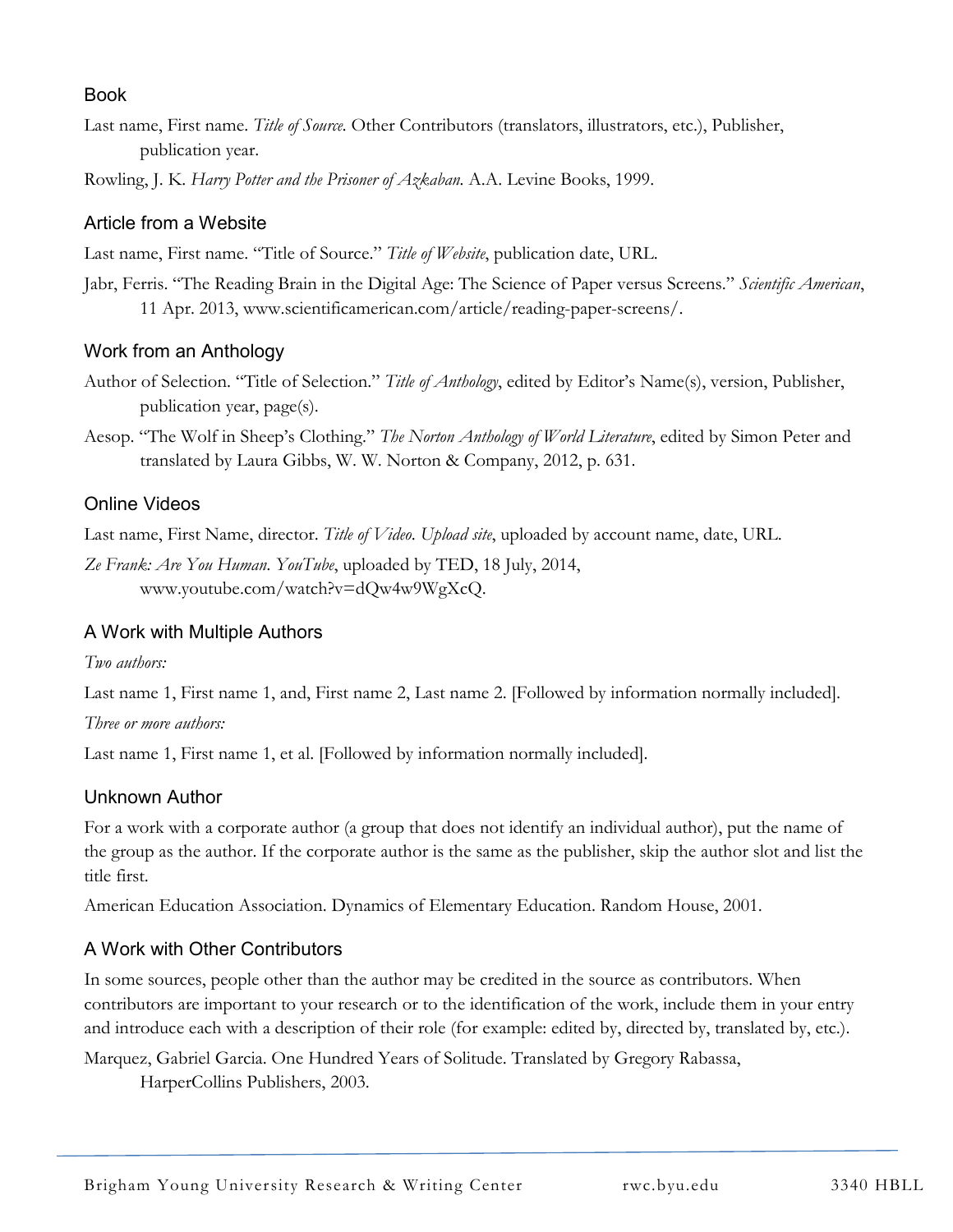## Book

Last name, First name. *Title of Source.* Other Contributors (translators, illustrators, etc.), Publisher, publication year.

Rowling, J. K. *Harry Potter and the Prisoner of Azkaban.* A.A. Levine Books, 1999.

## Article from a Website

Last name, First name. "Title of Source." *Title of Website*, publication date, URL.

Jabr, Ferris. "The Reading Brain in the Digital Age: The Science of Paper versus Screens." *Scientific American*, 11 Apr. 2013, www.scientificamerican.com/article/reading-paper-screens/.

## Work from an Anthology

Author of Selection. "Title of Selection." *Title of Anthology*, edited by Editor's Name(s), version, Publisher, publication year, page(s).

Aesop. "The Wolf in Sheep's Clothing." *The Norton Anthology of World Literature*, edited by Simon Peter and translated by Laura Gibbs, W. W. Norton & Company, 2012, p. 631.

## Online Videos

Last name, First Name, director. *Title of Video. Upload site*, uploaded by account name, date, URL.

*Ze Frank: Are You Human. YouTube*, uploaded by TED, 18 July, 2014, www.youtube.com/watch?v=dQw4w9WgXcQ.

## A Work with Multiple Authors

*Two authors:*

Last name 1, First name 1, and, First name 2, Last name 2. [Followed by information normally included].

*Three or more authors:*

Last name 1, First name 1, et al. [Followed by information normally included].

## Unknown Author

For a work with a corporate author (a group that does not identify an individual author), put the name of the group as the author. If the corporate author is the same as the publisher, skip the author slot and list the title first.

American Education Association. Dynamics of Elementary Education. Random House, 2001.

## A Work with Other Contributors

In some sources, people other than the author may be credited in the source as contributors. When contributors are important to your research or to the identification of the work, include them in your entry and introduce each with a description of their role (for example: edited by, directed by, translated by, etc.).

Marquez, Gabriel Garcia. One Hundred Years of Solitude. Translated by Gregory Rabassa, HarperCollins Publishers, 2003.